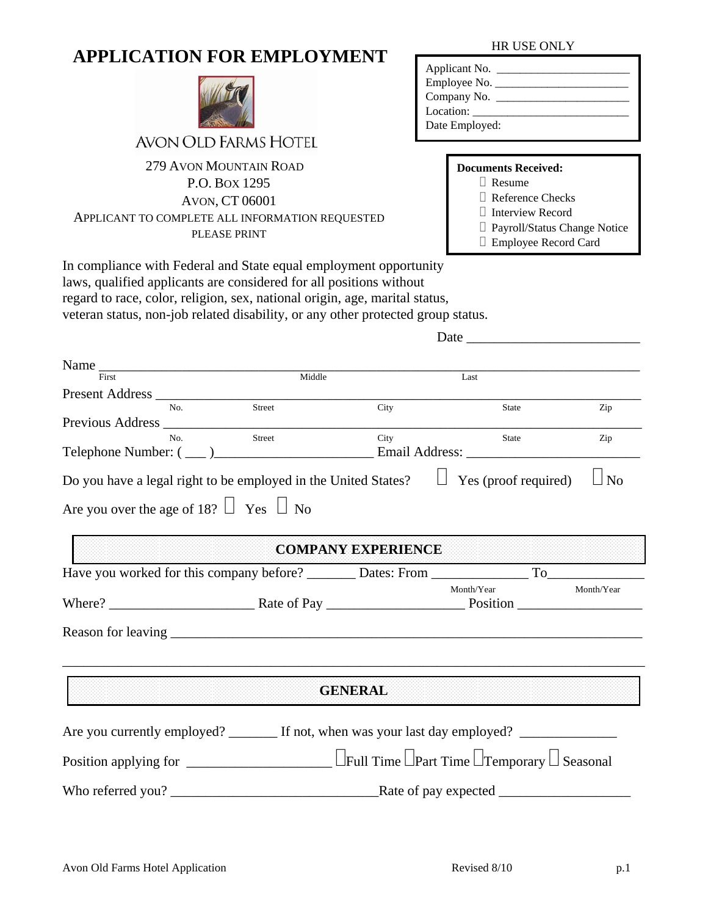# APPLICATION FOR EMPLOYMENT

AVON OLD FARMS HOTEL

279 AVON MOUNTAIN ROAD
P.O. BOX 1295
AVON, CT 06001

APPLICANT TO COMPLETE ALL INFORMATION REQUESTED
PLEASE PRINT

HR USE ONLY

Applicant No. ______________________
Employee No. ______________________
Company No. ______________________
Location: __________________________
Date Employed:

**Documents Received:**

- ☐ Resume
- ☐ Reference Checks
- ☐ Interview Record
- ☐ Payroll/Status Change Notice
- ☐ Employee Record Card

In compliance with Federal and State equal employment opportunity laws, qualified applicants are considered for all positions without regard to race, color, religion, sex, national origin, age, marital status, veteran status, non-job related disability, or any other protected group status.

Date ________________________

Name ______________________________________________________________
First Middle Last

Present Address ______________________________________________________
No. Street City State Zip

Previous Address _____________________________________________________
No. Street City State Zip

Telephone Number: ( ___ )______________________ Email Address: ________________________

Do you have a legal right to be employed in the United States? ☐ Yes (proof required) ☐ No

Are you over the age of 18? ☐ Yes ☐ No

## COMPANY EXPERIENCE

Have you worked for this company before? _______ Dates: From _____________ To_____________
Month/Year Month/Year

Where? ____________________ Rate of Pay ___________________ Position _________________

Reason for leaving ____________________________________________________________

________________________________________________________________________________

## GENERAL

Are you currently employed? _______ If not, when was your last day employed? _____________

Position applying for ____________________ ☐Full Time ☐Part Time ☐Temporary ☐ Seasonal

Who referred you? _____________________________Rate of pay expected __________________

Avon Old Farms Hotel Application Revised 8/10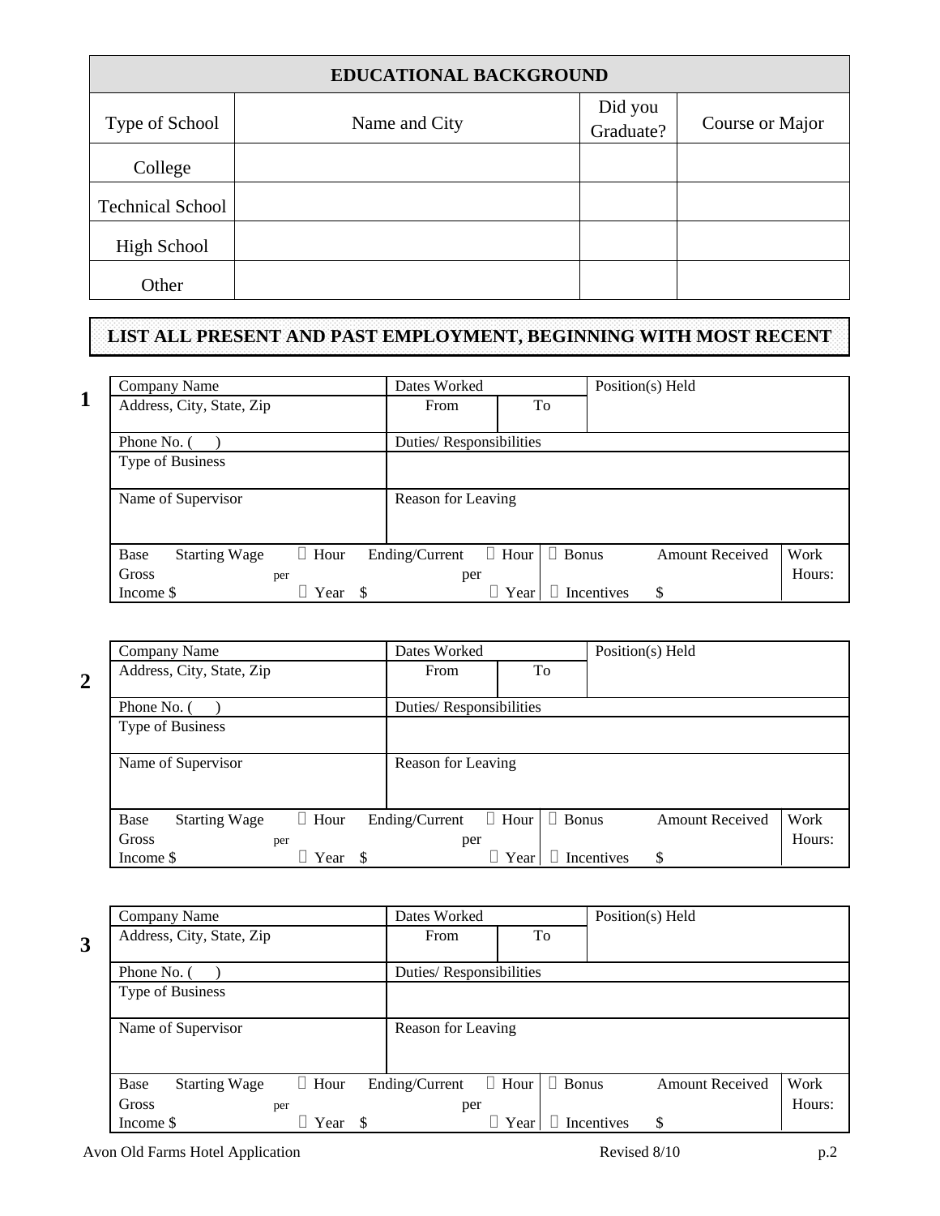| EDUCATIONAL BACKGROUND | | | |
|---|---|---|---|
| Type of School | Name and City | Did you Graduate? | Course or Major |
| College | | | |
| Technical School | | | |
| High School | | | |
| Other | | | |

## LIST ALL PRESENT AND PAST EMPLOYMENT, BEGINNING WITH MOST RECENT

**1**

| Company Name | Dates Worked | | Position(s) Held | |
|---|---|---|---|---|
| Address, City, State, Zip | From | To | | |
| Phone No. ( ) | Duties/ Responsibilities | | | |
| Type of Business | | | | |
| Name of Supervisor | Reason for Leaving | | | |
| Base Gross Income $ — Starting Wage per ☐ Hour ☐ Year $ | Ending/Current per ☐ Hour ☐ Year | | ☐ Bonus ☐ Incentives — Amount Received $ | Work Hours: |

**2**

| Company Name | Dates Worked | | Position(s) Held | |
|---|---|---|---|---|
| Address, City, State, Zip | From | To | | |
| Phone No. ( ) | Duties/ Responsibilities | | | |
| Type of Business | | | | |
| Name of Supervisor | Reason for Leaving | | | |
| Base Gross Income $ — Starting Wage per ☐ Hour ☐ Year $ | Ending/Current per ☐ Hour ☐ Year | | ☐ Bonus ☐ Incentives — Amount Received $ | Work Hours: |

**3**

| Company Name | Dates Worked | | Position(s) Held | |
|---|---|---|---|---|
| Address, City, State, Zip | From | To | | |
| Phone No. ( ) | Duties/ Responsibilities | | | |
| Type of Business | | | | |
| Name of Supervisor | Reason for Leaving | | | |
| Base Gross Income $ — Starting Wage per ☐ Hour ☐ Year $ | Ending/Current per ☐ Hour ☐ Year | | ☐ Bonus ☐ Incentives — Amount Received $ | Work Hours: |

Avon Old Farms Hotel Application Revised 8/10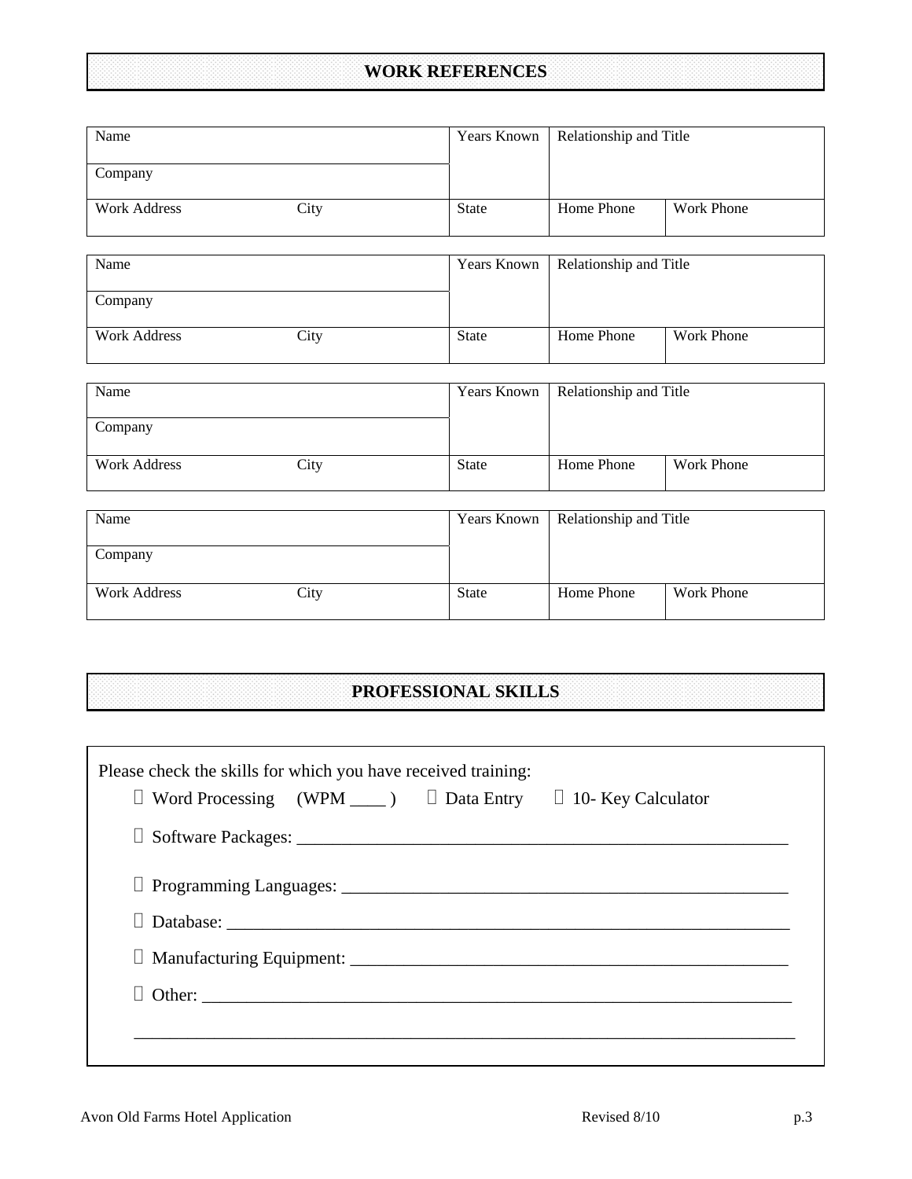## WORK REFERENCES

| Name | Years Known | Relationship and Title | |
|---|---|---|---|
| Company | | | |
| Work Address &nbsp;&nbsp;&nbsp;&nbsp; City | State | Home Phone | Work Phone |

| Name | Years Known | Relationship and Title | |
|---|---|---|---|
| Company | | | |
| Work Address &nbsp;&nbsp;&nbsp;&nbsp; City | State | Home Phone | Work Phone |

| Name | Years Known | Relationship and Title | |
|---|---|---|---|
| Company | | | |
| Work Address &nbsp;&nbsp;&nbsp;&nbsp; City | State | Home Phone | Work Phone |

| Name | Years Known | Relationship and Title | |
|---|---|---|---|
| Company | | | |
| Work Address &nbsp;&nbsp;&nbsp;&nbsp; City | State | Home Phone | Work Phone |

## PROFESSIONAL SKILLS

Please check the skills for which you have received training:

- ☐ Word Processing (WPM ____ ) ☐ Data Entry ☐ 10- Key Calculator
- ☐ Software Packages: ________________________________________________________
- ☐ Programming Languages: ___________________________________________________
- ☐ Database: _______________________________________________________________
- ☐ Manufacturing Equipment: __________________________________________________
- ☐ Other: __________________________________________________________________

_____________________________________________________________________________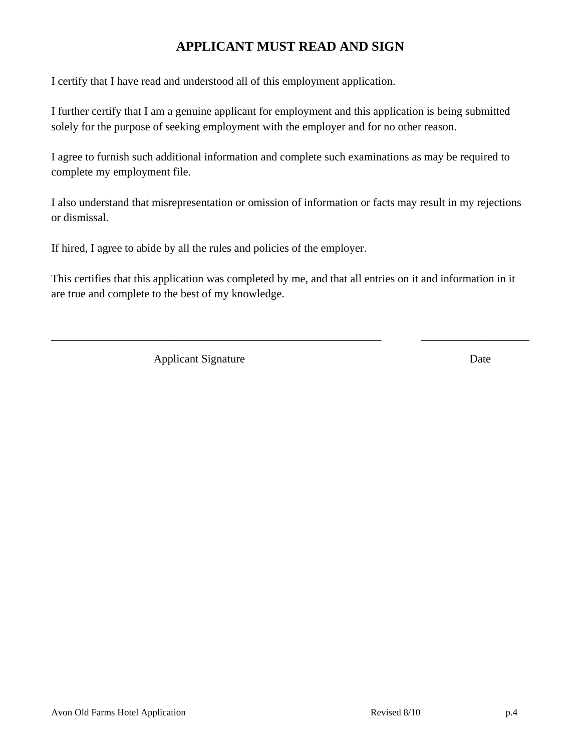# APPLICANT MUST READ AND SIGN

I certify that I have read and understood all of this employment application.

I further certify that I am a genuine applicant for employment and this application is being submitted solely for the purpose of seeking employment with the employer and for no other reason.

I agree to furnish such additional information and complete such examinations as may be required to complete my employment file.

I also understand that misrepresentation or omission of information or facts may result in my rejections or dismissal.

If hired, I agree to abide by all the rules and policies of the employer.

This certifies that this application was completed by me, and that all entries on it and information in it are true and complete to the best of my knowledge.

____________________________________________________________ ____________________

Applicant Signature Date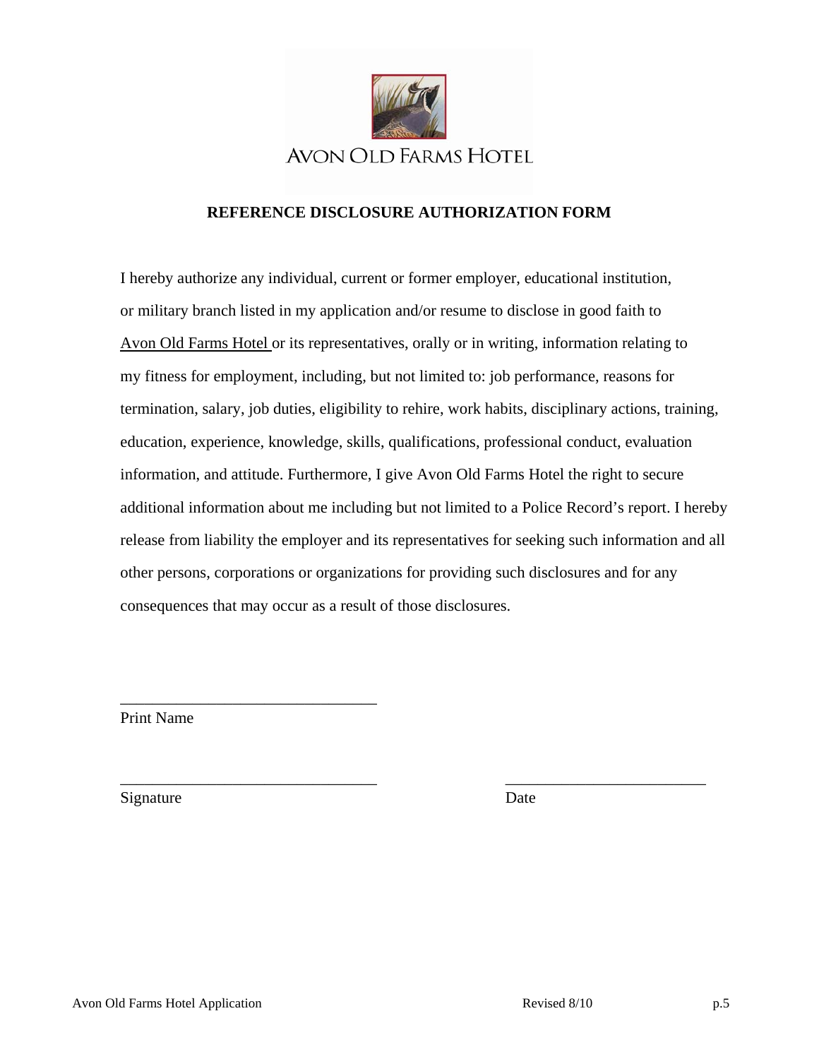AVON OLD FARMS HOTEL

**REFERENCE DISCLOSURE AUTHORIZATION FORM**

I hereby authorize any individual, current or former employer, educational institution, or military branch listed in my application and/or resume to disclose in good faith to Avon Old Farms Hotel or its representatives, orally or in writing, information relating to my fitness for employment, including, but not limited to: job performance, reasons for termination, salary, job duties, eligibility to rehire, work habits, disciplinary actions, training, education, experience, knowledge, skills, qualifications, professional conduct, evaluation information, and attitude. Furthermore, I give Avon Old Farms Hotel the right to secure additional information about me including but not limited to a Police Record's report. I hereby release from liability the employer and its representatives for seeking such information and all other persons, corporations or organizations for providing such disclosures and for any consequences that may occur as a result of those disclosures.

________________________________
Print Name

________________________________ ________________________
Signature Date